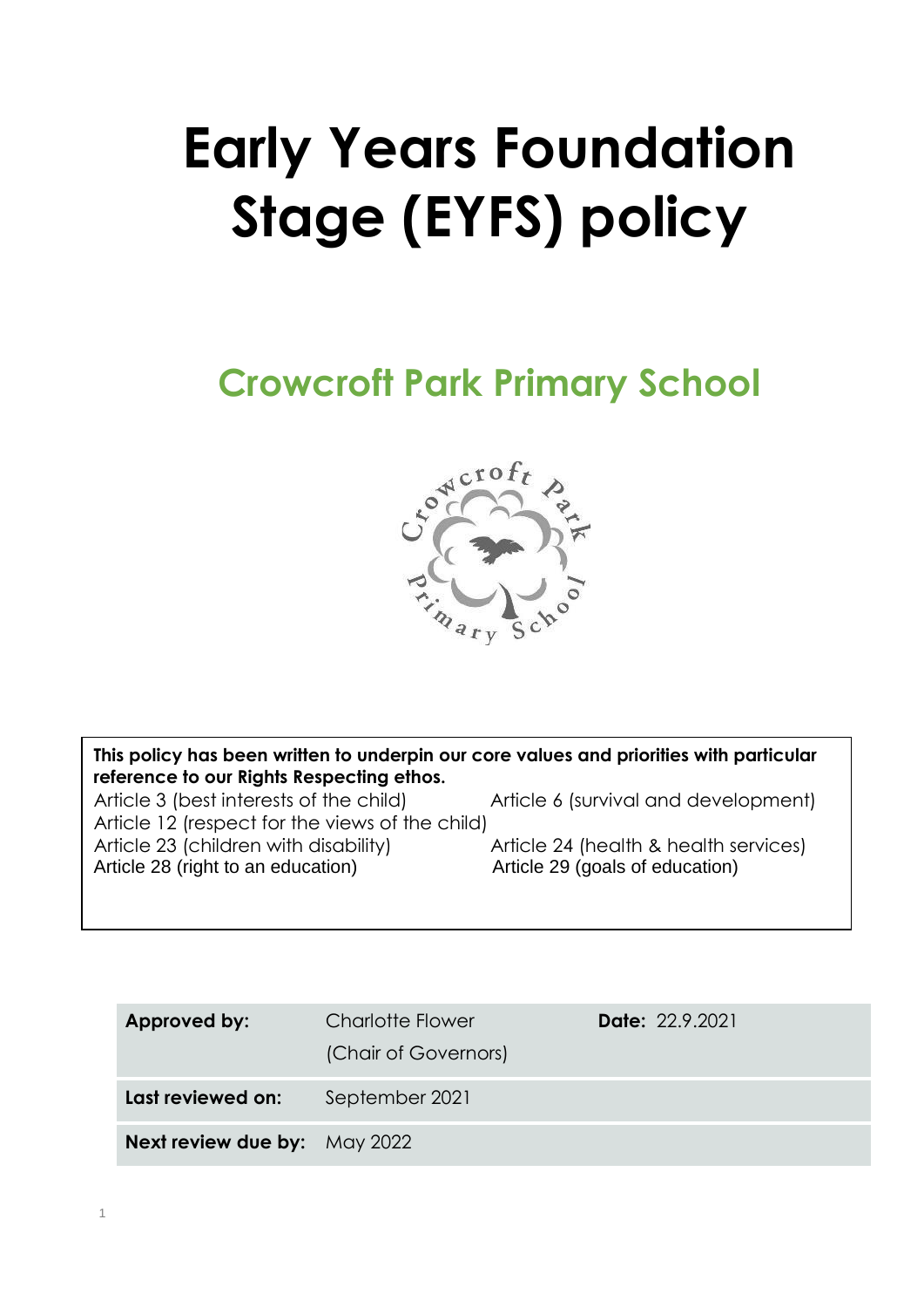# Early Years Foundation Stage (EYFS) policy

## Crowcroft Park Primary School

**This policy has been written to underpin our core values and priorities with particular reference to our Rights Respecting ethos.**

Article 3 (best interests of the child)
Article 6 (survival and development)
Article 12 (respect for the views of the child)
Article 23 (children with disability)
Article 24 (health & health services)
Article 28 (right to an education)
Article 29 (goals of education)

| | | |
|---|---|---|
| **Approved by:** | Charlotte Flower (Chair of Governors) | **Date:** 22.9.2021 |
| **Last reviewed on:** | September 2021 | |
| **Next review due by:** | May 2022 | |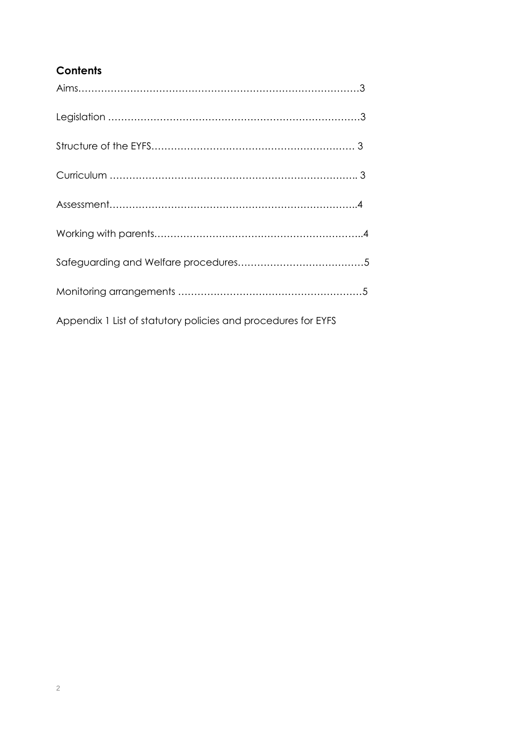## Contents

Aims……………………………………………………………………………3

Legislation …………………………………………………………………3

Structure of the EYFS……………………………………………………… 3

Curriculum ………………………………………………………………. 3

Assessment…………………………………………………………………4

Working with parents……………………………………………………..4

Safeguarding and Welfare procedures…………………………………5

Monitoring arrangements …………………………………………………5

Appendix 1 List of statutory policies and procedures for EYFS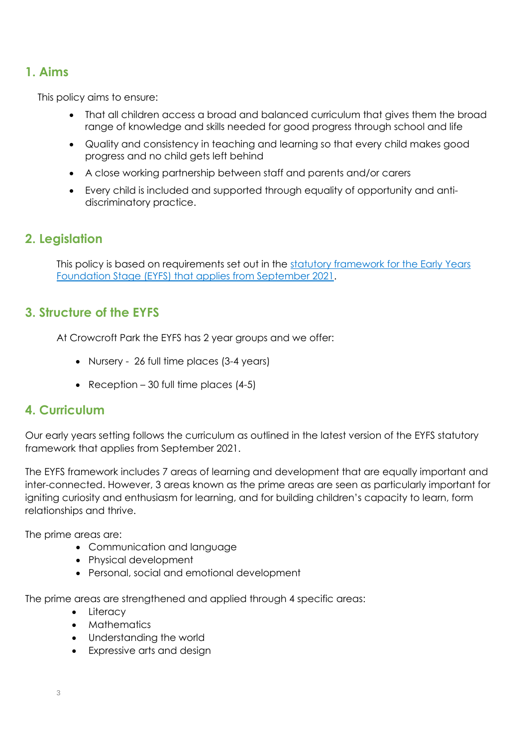## 1. Aims

This policy aims to ensure:

- That all children access a broad and balanced curriculum that gives them the broad range of knowledge and skills needed for good progress through school and life
- Quality and consistency in teaching and learning so that every child makes good progress and no child gets left behind
- A close working partnership between staff and parents and/or carers
- Every child is included and supported through equality of opportunity and anti-discriminatory practice.

## 2. Legislation

This policy is based on requirements set out in the [statutory framework for the Early Years Foundation Stage (EYFS) that applies from September 2021](statutory framework for the Early Years Foundation Stage (EYFS) that applies from September 2021).

## 3. Structure of the EYFS

At Crowcroft Park the EYFS has 2 year groups and we offer:

- Nursery - 26 full time places (3-4 years)
- Reception – 30 full time places (4-5)

## 4. Curriculum

Our early years setting follows the curriculum as outlined in the latest version of the EYFS statutory framework that applies from September 2021.

The EYFS framework includes 7 areas of learning and development that are equally important and inter-connected. However, 3 areas known as the prime areas are seen as particularly important for igniting curiosity and enthusiasm for learning, and for building children's capacity to learn, form relationships and thrive.

The prime areas are:

- Communication and language
- Physical development
- Personal, social and emotional development

The prime areas are strengthened and applied through 4 specific areas:

- Literacy
- Mathematics
- Understanding the world
- Expressive arts and design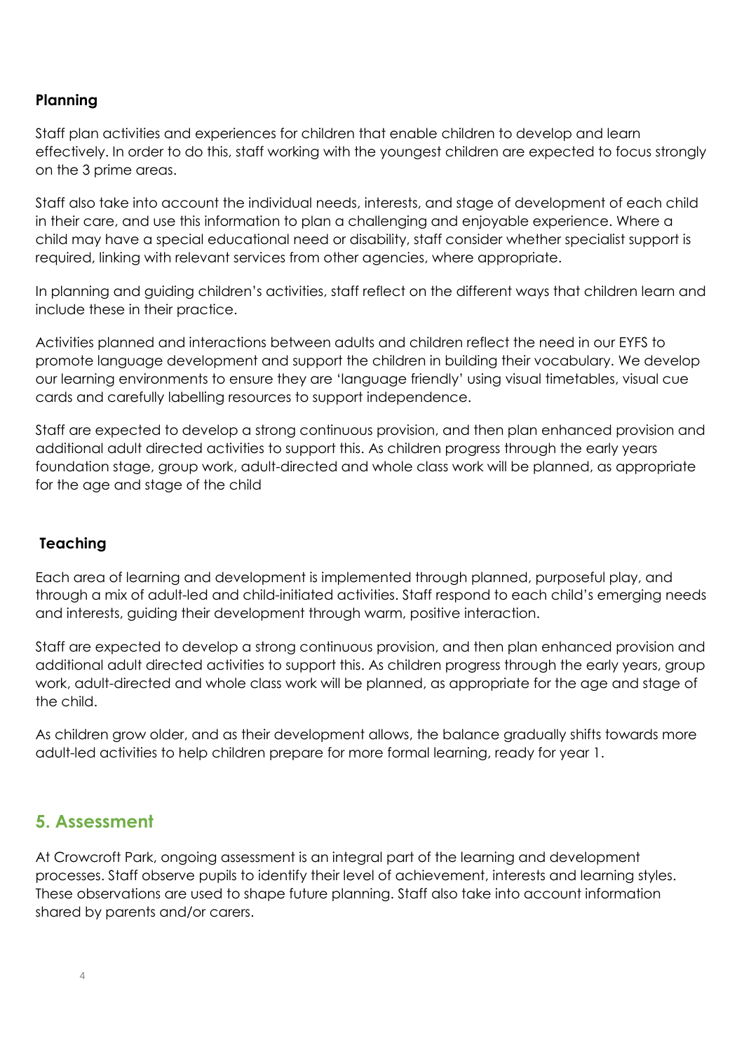### Planning

Staff plan activities and experiences for children that enable children to develop and learn effectively. In order to do this, staff working with the youngest children are expected to focus strongly on the 3 prime areas.

Staff also take into account the individual needs, interests, and stage of development of each child in their care, and use this information to plan a challenging and enjoyable experience. Where a child may have a special educational need or disability, staff consider whether specialist support is required, linking with relevant services from other agencies, where appropriate.

In planning and guiding children's activities, staff reflect on the different ways that children learn and include these in their practice.

Activities planned and interactions between adults and children reflect the need in our EYFS to promote language development and support the children in building their vocabulary. We develop our learning environments to ensure they are 'language friendly' using visual timetables, visual cue cards and carefully labelling resources to support independence.

Staff are expected to develop a strong continuous provision, and then plan enhanced provision and additional adult directed activities to support this. As children progress through the early years foundation stage, group work, adult-directed and whole class work will be planned, as appropriate for the age and stage of the child

### Teaching

Each area of learning and development is implemented through planned, purposeful play, and through a mix of adult-led and child-initiated activities. Staff respond to each child's emerging needs and interests, guiding their development through warm, positive interaction.

Staff are expected to develop a strong continuous provision, and then plan enhanced provision and additional adult directed activities to support this. As children progress through the early years, group work, adult-directed and whole class work will be planned, as appropriate for the age and stage of the child.

As children grow older, and as their development allows, the balance gradually shifts towards more adult-led activities to help children prepare for more formal learning, ready for year 1.

## 5. Assessment

At Crowcroft Park, ongoing assessment is an integral part of the learning and development processes. Staff observe pupils to identify their level of achievement, interests and learning styles. These observations are used to shape future planning. Staff also take into account information shared by parents and/or carers.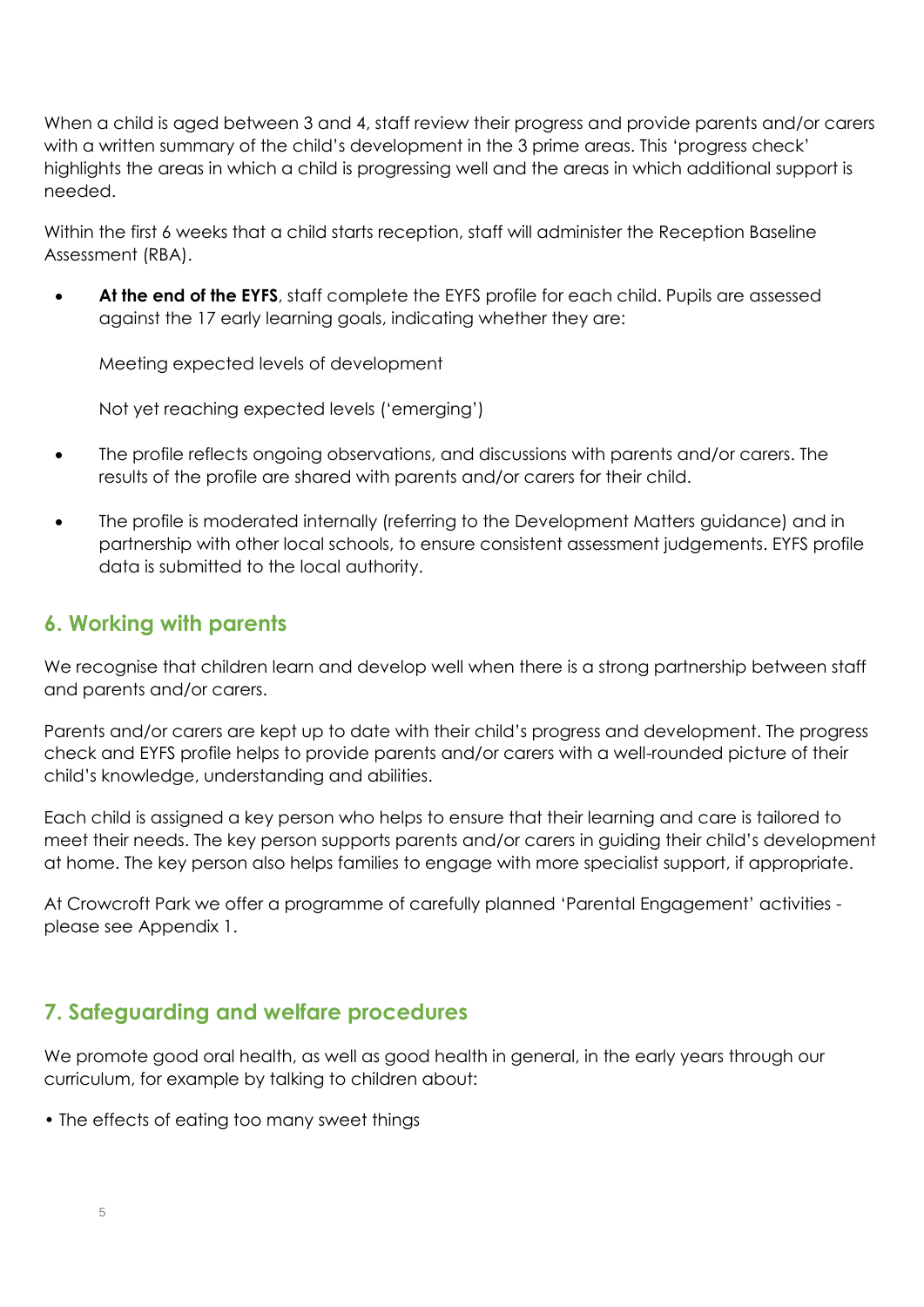When a child is aged between 3 and 4, staff review their progress and provide parents and/or carers with a written summary of the child's development in the 3 prime areas. This 'progress check' highlights the areas in which a child is progressing well and the areas in which additional support is needed.

Within the first 6 weeks that a child starts reception, staff will administer the Reception Baseline Assessment (RBA).

- **At the end of the EYFS**, staff complete the EYFS profile for each child. Pupils are assessed against the 17 early learning goals, indicating whether they are:

  Meeting expected levels of development

  Not yet reaching expected levels ('emerging')

- The profile reflects ongoing observations, and discussions with parents and/or carers. The results of the profile are shared with parents and/or carers for their child.
- The profile is moderated internally (referring to the Development Matters guidance) and in partnership with other local schools, to ensure consistent assessment judgements. EYFS profile data is submitted to the local authority.

## 6. Working with parents

We recognise that children learn and develop well when there is a strong partnership between staff and parents and/or carers.

Parents and/or carers are kept up to date with their child's progress and development. The progress check and EYFS profile helps to provide parents and/or carers with a well-rounded picture of their child's knowledge, understanding and abilities.

Each child is assigned a key person who helps to ensure that their learning and care is tailored to meet their needs. The key person supports parents and/or carers in guiding their child's development at home. The key person also helps families to engage with more specialist support, if appropriate.

At Crowcroft Park we offer a programme of carefully planned 'Parental Engagement' activities - please see Appendix 1.

## 7. Safeguarding and welfare procedures

We promote good oral health, as well as good health in general, in the early years through our curriculum, for example by talking to children about:

- The effects of eating too many sweet things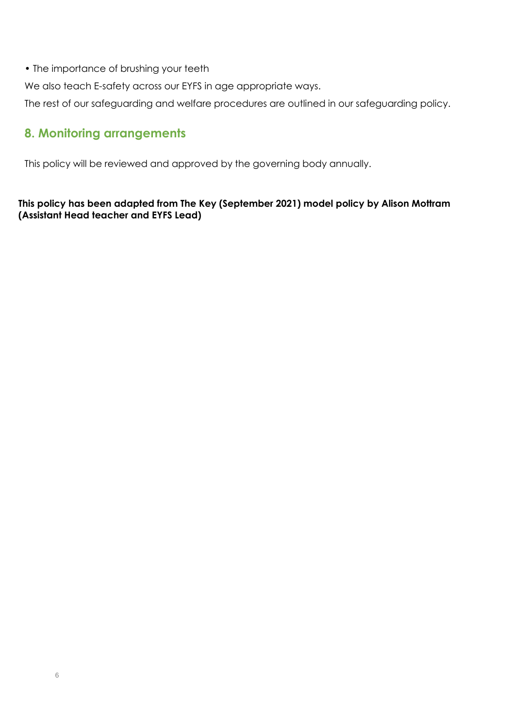- The importance of brushing your teeth

We also teach E-safety across our EYFS in age appropriate ways.

The rest of our safeguarding and welfare procedures are outlined in our safeguarding policy.

## 8. Monitoring arrangements

This policy will be reviewed and approved by the governing body annually.

**This policy has been adapted from The Key (September 2021) model policy by Alison Mottram (Assistant Head teacher and EYFS Lead)**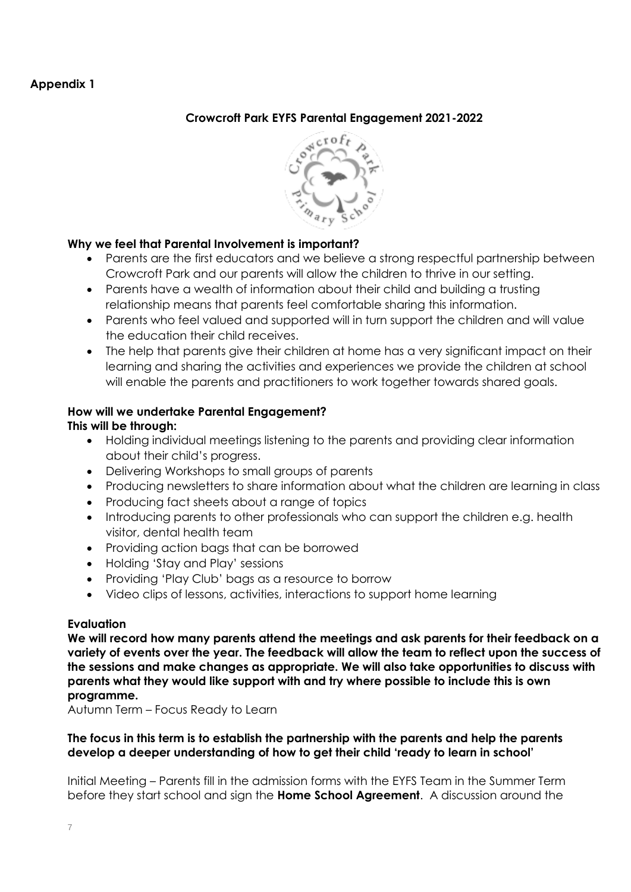**Appendix 1**

## Crowcroft Park EYFS Parental Engagement 2021-2022

**Why we feel that Parental Involvement is important?**

- Parents are the first educators and we believe a strong respectful partnership between Crowcroft Park and our parents will allow the children to thrive in our setting.
- Parents have a wealth of information about their child and building a trusting relationship means that parents feel comfortable sharing this information.
- Parents who feel valued and supported will in turn support the children and will value the education their child receives.
- The help that parents give their children at home has a very significant impact on their learning and sharing the activities and experiences we provide the children at school will enable the parents and practitioners to work together towards shared goals.

**How will we undertake Parental Engagement?**
**This will be through:**

- Holding individual meetings listening to the parents and providing clear information about their child's progress.
- Delivering Workshops to small groups of parents
- Producing newsletters to share information about what the children are learning in class
- Producing fact sheets about a range of topics
- Introducing parents to other professionals who can support the children e.g. health visitor, dental health team
- Providing action bags that can be borrowed
- Holding 'Stay and Play' sessions
- Providing 'Play Club' bags as a resource to borrow
- Video clips of lessons, activities, interactions to support home learning

**Evaluation**

**We will record how many parents attend the meetings and ask parents for their feedback on a variety of events over the year. The feedback will allow the team to reflect upon the success of the sessions and make changes as appropriate. We will also take opportunities to discuss with parents what they would like support with and try where possible to include this is own programme.**

Autumn Term – Focus Ready to Learn

**The focus in this term is to establish the partnership with the parents and help the parents develop a deeper understanding of how to get their child 'ready to learn in school'**

Initial Meeting – Parents fill in the admission forms with the EYFS Team in the Summer Term before they start school and sign the **Home School Agreement**. A discussion around the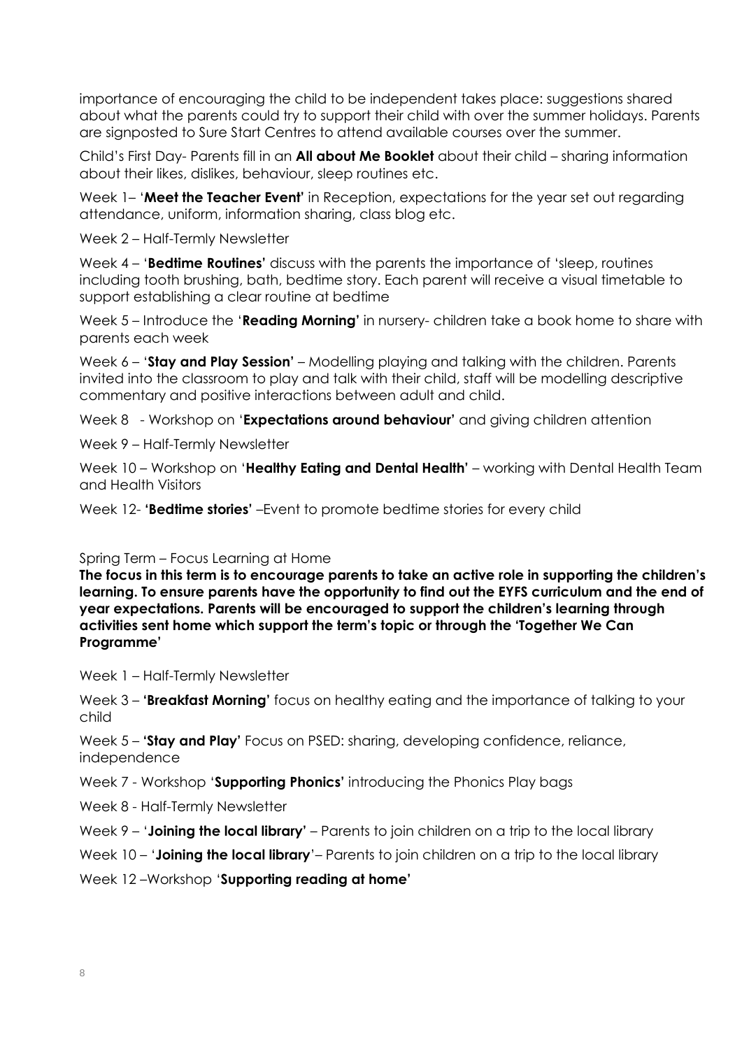importance of encouraging the child to be independent takes place: suggestions shared about what the parents could try to support their child with over the summer holidays. Parents are signposted to Sure Start Centres to attend available courses over the summer.

Child's First Day- Parents fill in an **All about Me Booklet** about their child – sharing information about their likes, dislikes, behaviour, sleep routines etc.

Week 1– '**Meet the Teacher Event**' in Reception, expectations for the year set out regarding attendance, uniform, information sharing, class blog etc.

Week 2 – Half-Termly Newsletter

Week 4 – '**Bedtime Routines**' discuss with the parents the importance of 'sleep, routines including tooth brushing, bath, bedtime story. Each parent will receive a visual timetable to support establishing a clear routine at bedtime

Week 5 – Introduce the '**Reading Morning**' in nursery- children take a book home to share with parents each week

Week 6 – '**Stay and Play Session**' – Modelling playing and talking with the children. Parents invited into the classroom to play and talk with their child, staff will be modelling descriptive commentary and positive interactions between adult and child.

Week 8 - Workshop on '**Expectations around behaviour**' and giving children attention

Week 9 – Half-Termly Newsletter

Week 10 – Workshop on '**Healthy Eating and Dental Health**' – working with Dental Health Team and Health Visitors

Week 12- **'Bedtime stories'** –Event to promote bedtime stories for every child

Spring Term – Focus Learning at Home

**The focus in this term is to encourage parents to take an active role in supporting the children's learning. To ensure parents have the opportunity to find out the EYFS curriculum and the end of year expectations. Parents will be encouraged to support the children's learning through activities sent home which support the term's topic or through the 'Together We Can Programme'**

Week 1 – Half-Termly Newsletter

Week 3 – **'Breakfast Morning'** focus on healthy eating and the importance of talking to your child

Week 5 – **'Stay and Play'** Focus on PSED: sharing, developing confidence, reliance, independence

Week 7 - Workshop '**Supporting Phonics**' introducing the Phonics Play bags

Week 8 - Half-Termly Newsletter

Week 9 – '**Joining the local library**' – Parents to join children on a trip to the local library

Week 10 – '**Joining the local library**'– Parents to join children on a trip to the local library

Week 12 –Workshop '**Supporting reading at home**'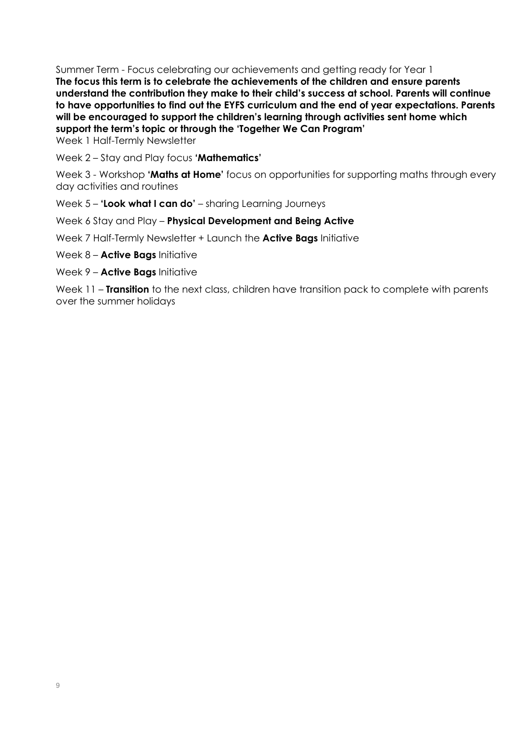Summer Term - Focus celebrating our achievements and getting ready for Year 1

**The focus this term is to celebrate the achievements of the children and ensure parents understand the contribution they make to their child's success at school. Parents will continue to have opportunities to find out the EYFS curriculum and the end of year expectations. Parents will be encouraged to support the children's learning through activities sent home which support the term's topic or through the 'Together We Can Program'**

Week 1 Half-Termly Newsletter

Week 2 – Stay and Play focus **'Mathematics'**

Week 3 - Workshop **'Maths at Home'** focus on opportunities for supporting maths through every day activities and routines

Week 5 – **'Look what I can do'** – sharing Learning Journeys

Week 6 Stay and Play – **Physical Development and Being Active**

Week 7 Half-Termly Newsletter + Launch the **Active Bags** Initiative

Week 8 – **Active Bags** Initiative

Week 9 – **Active Bags** Initiative

Week 11 – **Transition** to the next class, children have transition pack to complete with parents over the summer holidays